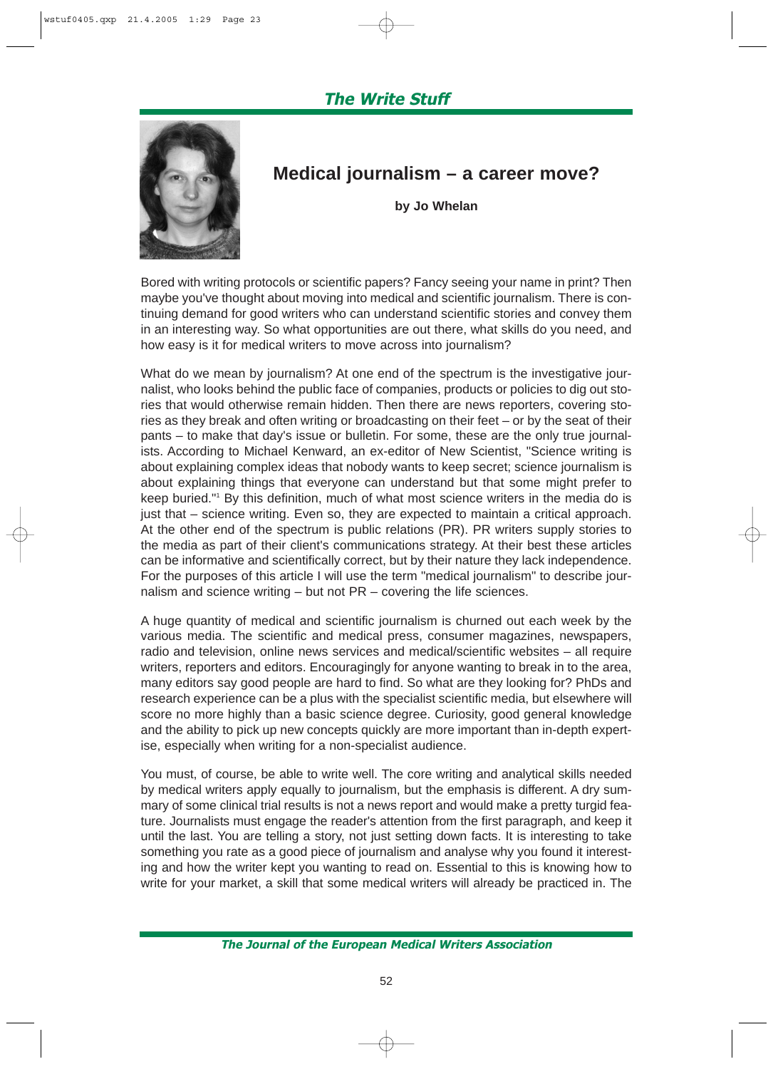# Medical journalism – a career move?

**by Jo Whelan**

Bored with writing protocols or scientific papers? Fancy seeing your name in print? Then maybe you've thought about moving into medical and scientific journalism. There is continuing demand for good writers who can understand scientific stories and convey them in an interesting way. So what opportunities are out there, what skills do you need, and how easy is it for medical writers to move across into journalism?

What do we mean by journalism? At one end of the spectrum is the investigative journalist, who looks behind the public face of companies, products or policies to dig out stories that would otherwise remain hidden. Then there are news reporters, covering stories as they break and often writing or broadcasting on their feet – or by the seat of their pants – to make that day's issue or bulletin. For some, these are the only true journalists. According to Michael Kenward, an ex-editor of New Scientist, "Science writing is about explaining complex ideas that nobody wants to keep secret; science journalism is about explaining things that everyone can understand but that some might prefer to keep buried."[1] By this definition, much of what most science writers in the media do is just that – science writing. Even so, they are expected to maintain a critical approach. At the other end of the spectrum is public relations (PR). PR writers supply stories to the media as part of their client's communications strategy. At their best these articles can be informative and scientifically correct, but by their nature they lack independence. For the purposes of this article I will use the term "medical journalism" to describe journalism and science writing – but not PR – covering the life sciences.

A huge quantity of medical and scientific journalism is churned out each week by the various media. The scientific and medical press, consumer magazines, newspapers, radio and television, online news services and medical/scientific websites – all require writers, reporters and editors. Encouragingly for anyone wanting to break in to the area, many editors say good people are hard to find. So what are they looking for? PhDs and research experience can be a plus with the specialist scientific media, but elsewhere will score no more highly than a basic science degree. Curiosity, good general knowledge and the ability to pick up new concepts quickly are more important than in-depth expertise, especially when writing for a non-specialist audience.

You must, of course, be able to write well. The core writing and analytical skills needed by medical writers apply equally to journalism, but the emphasis is different. A dry summary of some clinical trial results is not a news report and would make a pretty turgid feature. Journalists must engage the reader's attention from the first paragraph, and keep it until the last. You are telling a story, not just setting down facts. It is interesting to take something you rate as a good piece of journalism and analyse why you found it interesting and how the writer kept you wanting to read on. Essential to this is knowing how to write for your market, a skill that some medical writers will already be practiced in. The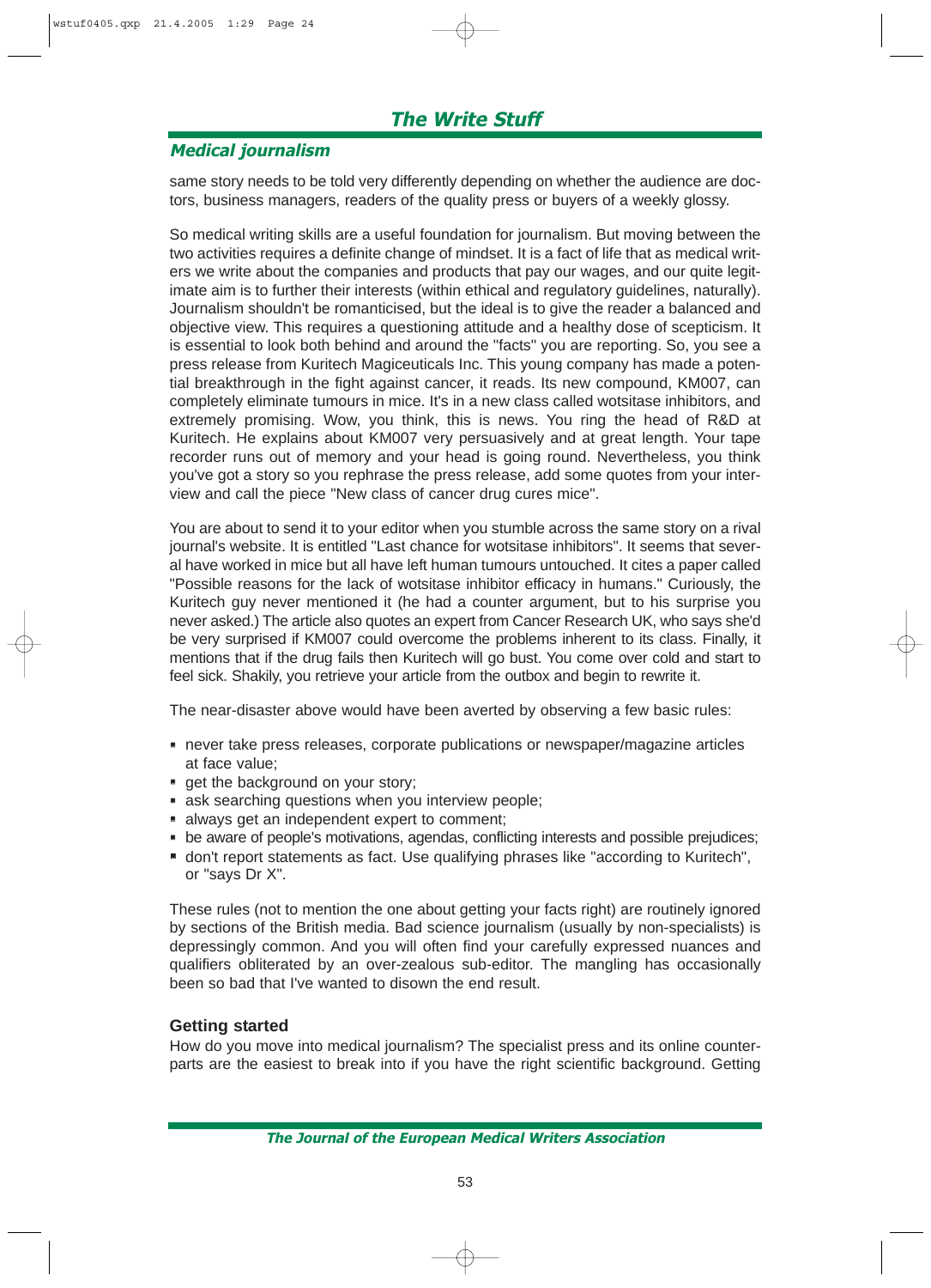## Medical journalism

same story needs to be told very differently depending on whether the audience are doctors, business managers, readers of the quality press or buyers of a weekly glossy.

So medical writing skills are a useful foundation for journalism. But moving between the two activities requires a definite change of mindset. It is a fact of life that as medical writers we write about the companies and products that pay our wages, and our quite legitimate aim is to further their interests (within ethical and regulatory guidelines, naturally). Journalism shouldn't be romanticised, but the ideal is to give the reader a balanced and objective view. This requires a questioning attitude and a healthy dose of scepticism. It is essential to look both behind and around the "facts" you are reporting. So, you see a press release from Kuritech Magiceuticals Inc. This young company has made a potential breakthrough in the fight against cancer, it reads. Its new compound, KM007, can completely eliminate tumours in mice. It's in a new class called wotsitase inhibitors, and extremely promising. Wow, you think, this is news. You ring the head of R&D at Kuritech. He explains about KM007 very persuasively and at great length. Your tape recorder runs out of memory and your head is going round. Nevertheless, you think you've got a story so you rephrase the press release, add some quotes from your interview and call the piece "New class of cancer drug cures mice".

You are about to send it to your editor when you stumble across the same story on a rival journal's website. It is entitled "Last chance for wotsitase inhibitors". It seems that several have worked in mice but all have left human tumours untouched. It cites a paper called "Possible reasons for the lack of wotsitase inhibitor efficacy in humans." Curiously, the Kuritech guy never mentioned it (he had a counter argument, but to his surprise you never asked.) The article also quotes an expert from Cancer Research UK, who says she'd be very surprised if KM007 could overcome the problems inherent to its class. Finally, it mentions that if the drug fails then Kuritech will go bust. You come over cold and start to feel sick. Shakily, you retrieve your article from the outbox and begin to rewrite it.

The near-disaster above would have been averted by observing a few basic rules:

- never take press releases, corporate publications or newspaper/magazine articles at face value;
- get the background on your story;
- ask searching questions when you interview people;
- always get an independent expert to comment;
- be aware of people's motivations, agendas, conflicting interests and possible prejudices;
- don't report statements as fact. Use qualifying phrases like "according to Kuritech", or "says Dr X".

These rules (not to mention the one about getting your facts right) are routinely ignored by sections of the British media. Bad science journalism (usually by non-specialists) is depressingly common. And you will often find your carefully expressed nuances and qualifiers obliterated by an over-zealous sub-editor. The mangling has occasionally been so bad that I've wanted to disown the end result.

### Getting started

How do you move into medical journalism? The specialist press and its online counterparts are the easiest to break into if you have the right scientific background. Getting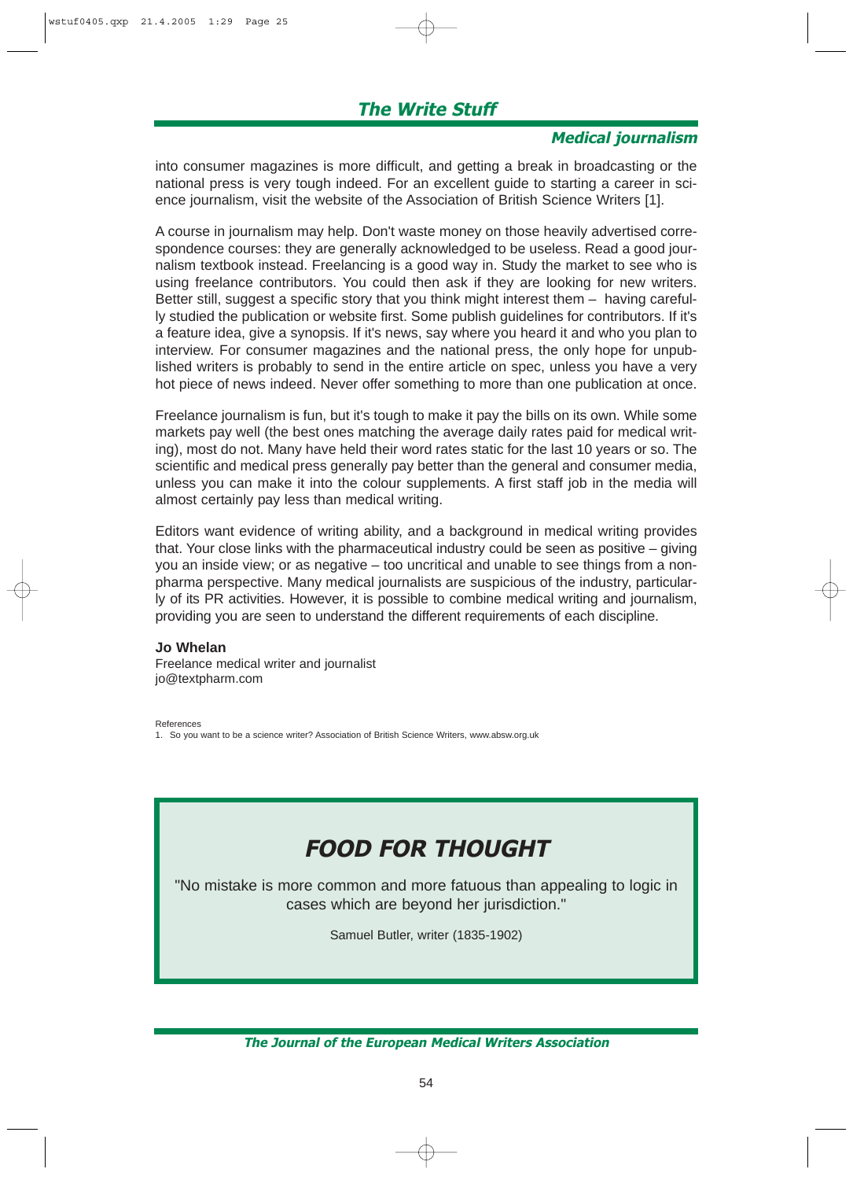into consumer magazines is more difficult, and getting a break in broadcasting or the national press is very tough indeed. For an excellent guide to starting a career in science journalism, visit the website of the Association of British Science Writers [1].

A course in journalism may help. Don't waste money on those heavily advertised correspondence courses: they are generally acknowledged to be useless. Read a good journalism textbook instead. Freelancing is a good way in. Study the market to see who is using freelance contributors. You could then ask if they are looking for new writers. Better still, suggest a specific story that you think might interest them – having carefully studied the publication or website first. Some publish guidelines for contributors. If it's a feature idea, give a synopsis. If it's news, say where you heard it and who you plan to interview. For consumer magazines and the national press, the only hope for unpublished writers is probably to send in the entire article on spec, unless you have a very hot piece of news indeed. Never offer something to more than one publication at once.

Freelance journalism is fun, but it's tough to make it pay the bills on its own. While some markets pay well (the best ones matching the average daily rates paid for medical writing), most do not. Many have held their word rates static for the last 10 years or so. The scientific and medical press generally pay better than the general and consumer media, unless you can make it into the colour supplements. A first staff job in the media will almost certainly pay less than medical writing.

Editors want evidence of writing ability, and a background in medical writing provides that. Your close links with the pharmaceutical industry could be seen as positive – giving you an inside view; or as negative – too uncritical and unable to see things from a non-pharma perspective. Many medical journalists are suspicious of the industry, particularly of its PR activities. However, it is possible to combine medical writing and journalism, providing you are seen to understand the different requirements of each discipline.

**Jo Whelan**
Freelance medical writer and journalist
jo@textpharm.com

References

1. So you want to be a science writer? Association of British Science Writers, www.absw.org.uk

## FOOD FOR THOUGHT

"No mistake is more common and more fatuous than appealing to logic in cases which are beyond her jurisdiction."

Samuel Butler, writer (1835-1902)